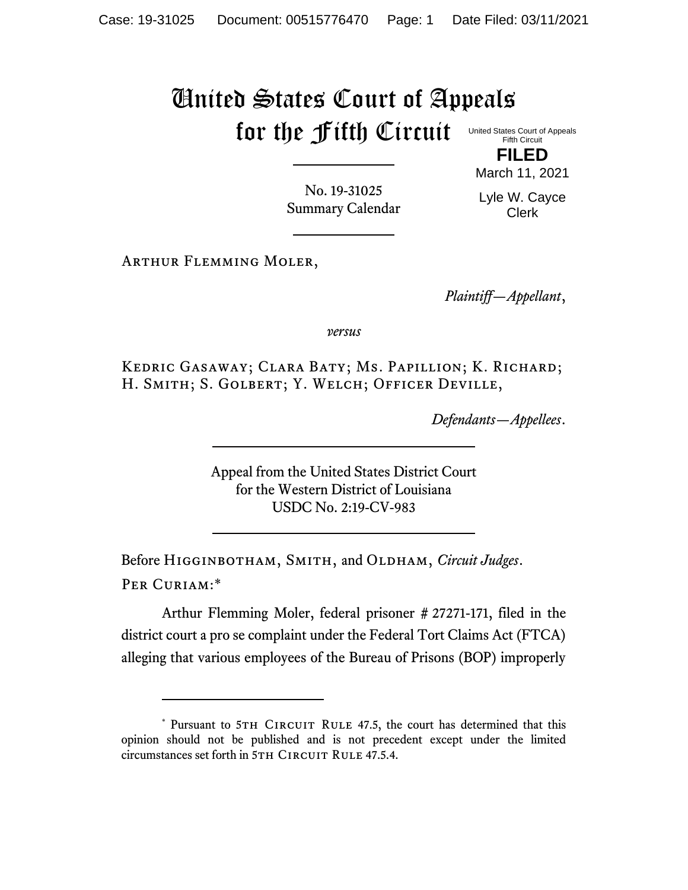# United States Court of Appeals for the Fifth Circuit

United States Court of Appeals
Fifth Circuit

**FILED**

March 11, 2021

Lyle W. Cayce
Clerk

---

No. 19-31025
Summary Calendar

---

Arthur Flemming Moler,

*Plaintiff—Appellant*,

*versus*

Kedric Gasaway; Clara Baty; Ms. Papillion; K. Richard; H. Smith; S. Golbert; Y. Welch; Officer Deville,

*Defendants—Appellees*.

---

Appeal from the United States District Court
for the Western District of Louisiana
USDC No. 2:19-CV-983

---

Before Higginbotham, Smith, and Oldham, *Circuit Judges*.

Per Curiam:*

Arthur Flemming Moler, federal prisoner # 27271-171, filed in the district court a pro se complaint under the Federal Tort Claims Act (FTCA) alleging that various employees of the Bureau of Prisons (BOP) improperly

---

\* Pursuant to 5th Circuit Rule 47.5, the court has determined that this opinion should not be published and is not precedent except under the limited circumstances set forth in 5th Circuit Rule 47.5.4.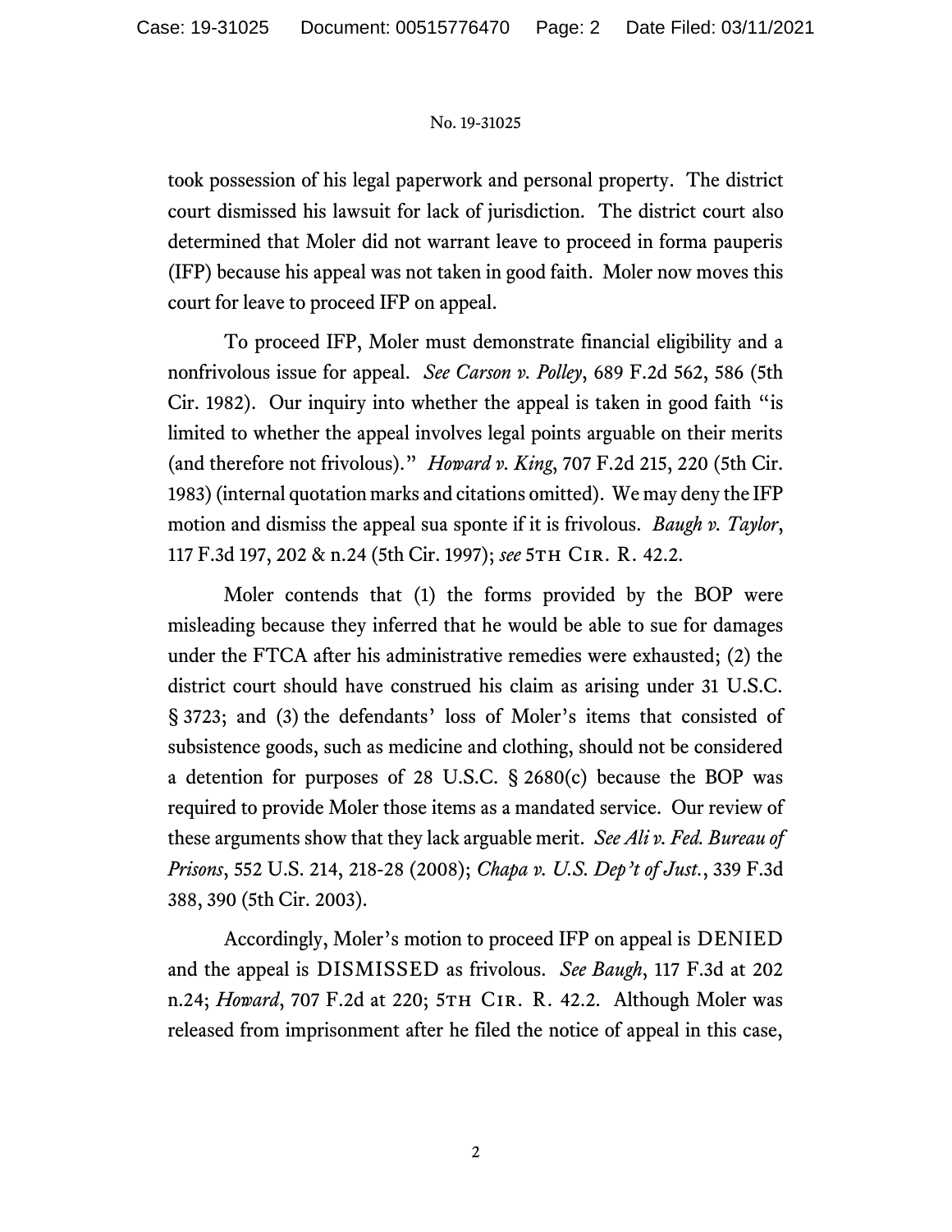took possession of his legal paperwork and personal property. The district court dismissed his lawsuit for lack of jurisdiction. The district court also determined that Moler did not warrant leave to proceed in forma pauperis (IFP) because his appeal was not taken in good faith. Moler now moves this court for leave to proceed IFP on appeal.

To proceed IFP, Moler must demonstrate financial eligibility and a nonfrivolous issue for appeal. *See Carson v. Polley*, 689 F.2d 562, 586 (5th Cir. 1982). Our inquiry into whether the appeal is taken in good faith "is limited to whether the appeal involves legal points arguable on their merits (and therefore not frivolous)." *Howard v. King*, 707 F.2d 215, 220 (5th Cir. 1983) (internal quotation marks and citations omitted). We may deny the IFP motion and dismiss the appeal sua sponte if it is frivolous. *Baugh v. Taylor*, 117 F.3d 197, 202 & n.24 (5th Cir. 1997); *see* 5TH CIR. R. 42.2.

Moler contends that (1) the forms provided by the BOP were misleading because they inferred that he would be able to sue for damages under the FTCA after his administrative remedies were exhausted; (2) the district court should have construed his claim as arising under 31 U.S.C. § 3723; and (3) the defendants' loss of Moler's items that consisted of subsistence goods, such as medicine and clothing, should not be considered a detention for purposes of 28 U.S.C. § 2680(c) because the BOP was required to provide Moler those items as a mandated service. Our review of these arguments show that they lack arguable merit. *See Ali v. Fed. Bureau of Prisons*, 552 U.S. 214, 218-28 (2008); *Chapa v. U.S. Dep't of Just.*, 339 F.3d 388, 390 (5th Cir. 2003).

Accordingly, Moler's motion to proceed IFP on appeal is DENIED and the appeal is DISMISSED as frivolous. *See Baugh*, 117 F.3d at 202 n.24; *Howard*, 707 F.2d at 220; 5TH CIR. R. 42.2. Although Moler was released from imprisonment after he filed the notice of appeal in this case,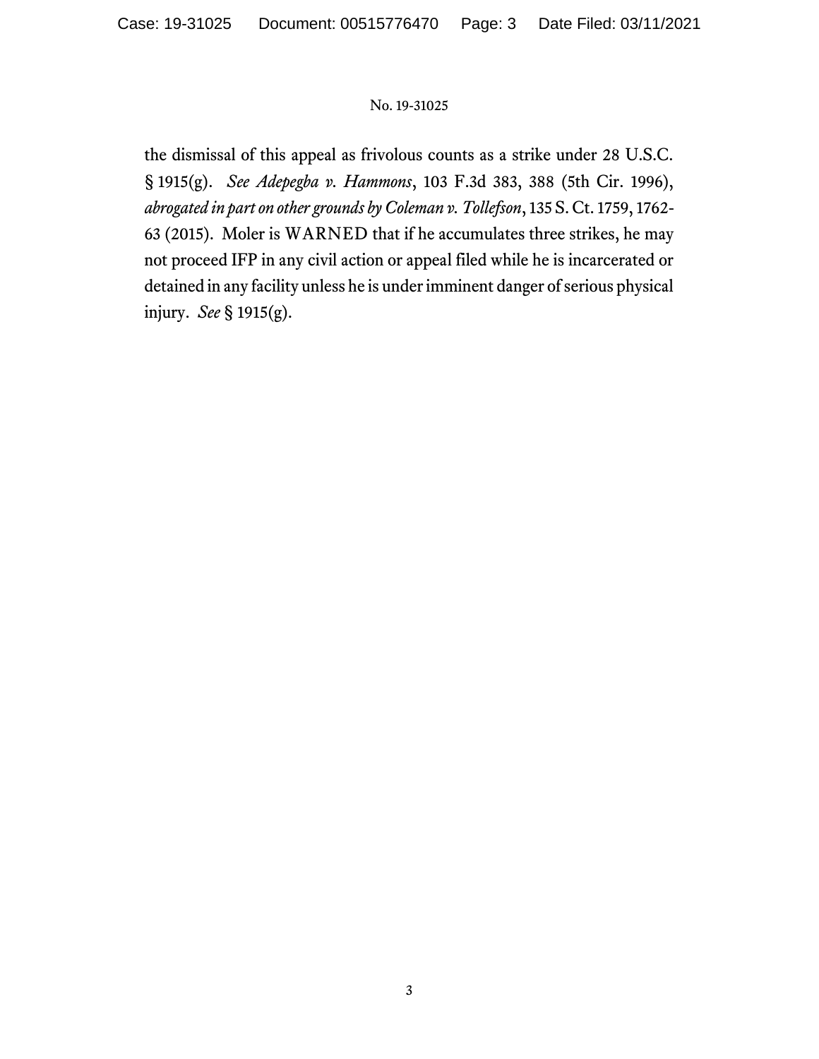the dismissal of this appeal as frivolous counts as a strike under 28 U.S.C. § 1915(g). *See Adepegba v. Hammons*, 103 F.3d 383, 388 (5th Cir. 1996), *abrogated in part on other grounds by Coleman v. Tollefson*, 135 S. Ct. 1759, 1762-63 (2015). Moler is WARNED that if he accumulates three strikes, he may not proceed IFP in any civil action or appeal filed while he is incarcerated or detained in any facility unless he is under imminent danger of serious physical injury. *See* § 1915(g).